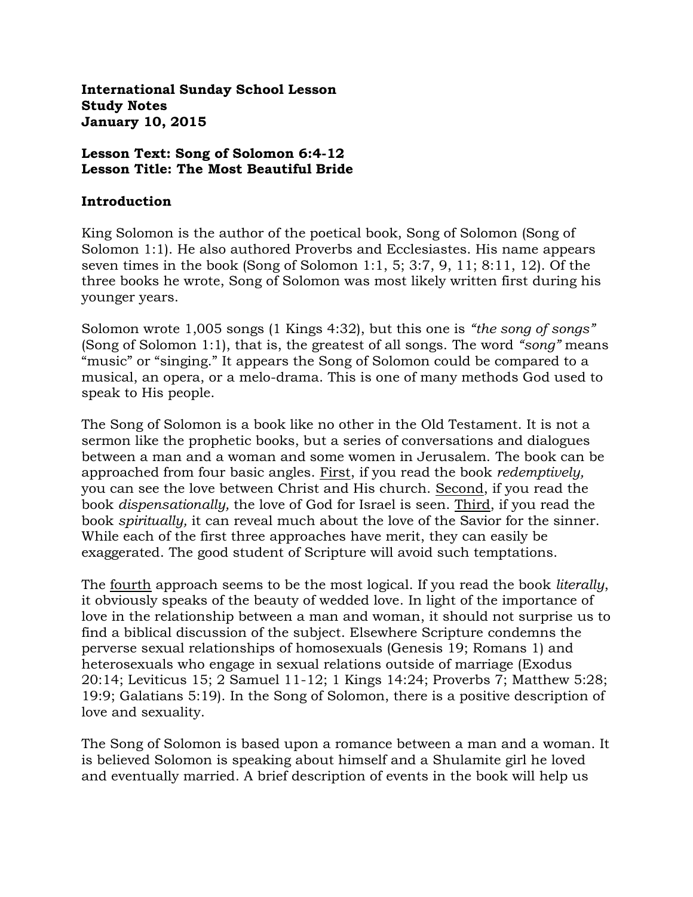**International Sunday School Lesson**
**Study Notes**
**January 10, 2015**

**Lesson Text: Song of Solomon 6:4-12**
**Lesson Title: The Most Beautiful Bride**

## Introduction

King Solomon is the author of the poetical book, Song of Solomon (Song of Solomon 1:1). He also authored Proverbs and Ecclesiastes. His name appears seven times in the book (Song of Solomon 1:1, 5; 3:7, 9, 11; 8:11, 12). Of the three books he wrote, Song of Solomon was most likely written first during his younger years.

Solomon wrote 1,005 songs (1 Kings 4:32), but this one is *"the song of songs"* (Song of Solomon 1:1), that is, the greatest of all songs. The word *"song"* means "music" or "singing." It appears the Song of Solomon could be compared to a musical, an opera, or a melo-drama. This is one of many methods God used to speak to His people.

The Song of Solomon is a book like no other in the Old Testament. It is not a sermon like the prophetic books, but a series of conversations and dialogues between a man and a woman and some women in Jerusalem. The book can be approached from four basic angles. First, if you read the book *redemptively,* you can see the love between Christ and His church. Second, if you read the book *dispensationally,* the love of God for Israel is seen. Third, if you read the book *spiritually,* it can reveal much about the love of the Savior for the sinner. While each of the first three approaches have merit, they can easily be exaggerated. The good student of Scripture will avoid such temptations.

The fourth approach seems to be the most logical. If you read the book *literally*, it obviously speaks of the beauty of wedded love. In light of the importance of love in the relationship between a man and woman, it should not surprise us to find a biblical discussion of the subject. Elsewhere Scripture condemns the perverse sexual relationships of homosexuals (Genesis 19; Romans 1) and heterosexuals who engage in sexual relations outside of marriage (Exodus 20:14; Leviticus 15; 2 Samuel 11-12; 1 Kings 14:24; Proverbs 7; Matthew 5:28; 19:9; Galatians 5:19). In the Song of Solomon, there is a positive description of love and sexuality.

The Song of Solomon is based upon a romance between a man and a woman. It is believed Solomon is speaking about himself and a Shulamite girl he loved and eventually married. A brief description of events in the book will help us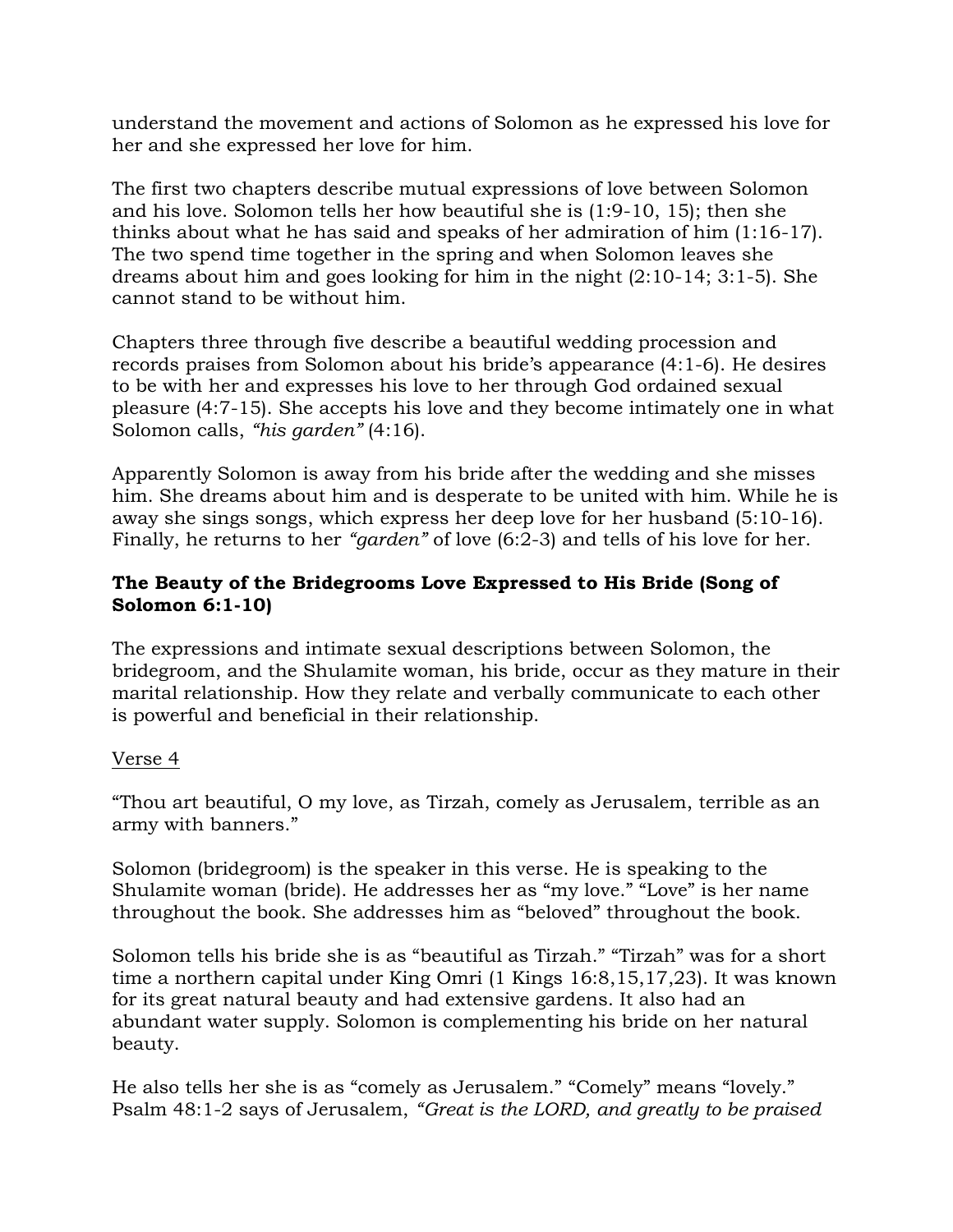understand the movement and actions of Solomon as he expressed his love for her and she expressed her love for him.

The first two chapters describe mutual expressions of love between Solomon and his love. Solomon tells her how beautiful she is (1:9-10, 15); then she thinks about what he has said and speaks of her admiration of him (1:16-17). The two spend time together in the spring and when Solomon leaves she dreams about him and goes looking for him in the night (2:10-14; 3:1-5). She cannot stand to be without him.

Chapters three through five describe a beautiful wedding procession and records praises from Solomon about his bride's appearance (4:1-6). He desires to be with her and expresses his love to her through God ordained sexual pleasure (4:7-15). She accepts his love and they become intimately one in what Solomon calls, *"his garden"* (4:16).

Apparently Solomon is away from his bride after the wedding and she misses him. She dreams about him and is desperate to be united with him. While he is away she sings songs, which express her deep love for her husband (5:10-16). Finally, he returns to her *"garden"* of love (6:2-3) and tells of his love for her.

**The Beauty of the Bridegrooms Love Expressed to His Bride (Song of Solomon 6:1-10)**

The expressions and intimate sexual descriptions between Solomon, the bridegroom, and the Shulamite woman, his bride, occur as they mature in their marital relationship. How they relate and verbally communicate to each other is powerful and beneficial in their relationship.

<u>Verse 4</u>

"Thou art beautiful, O my love, as Tirzah, comely as Jerusalem, terrible as an army with banners."

Solomon (bridegroom) is the speaker in this verse. He is speaking to the Shulamite woman (bride). He addresses her as "my love." "Love" is her name throughout the book. She addresses him as "beloved" throughout the book.

Solomon tells his bride she is as "beautiful as Tirzah." "Tirzah" was for a short time a northern capital under King Omri (1 Kings 16:8,15,17,23). It was known for its great natural beauty and had extensive gardens. It also had an abundant water supply. Solomon is complementing his bride on her natural beauty.

He also tells her she is as "comely as Jerusalem." "Comely" means "lovely." Psalm 48:1-2 says of Jerusalem, *"Great is the LORD, and greatly to be praised*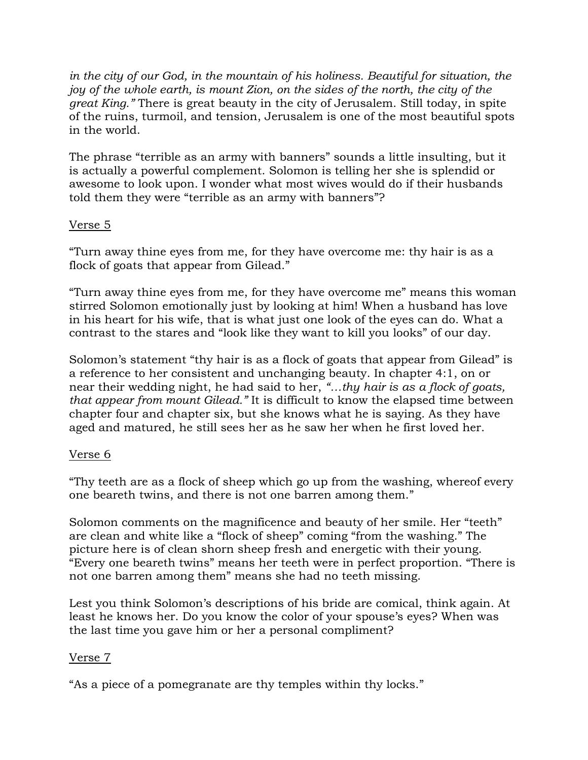*in the city of our God, in the mountain of his holiness. Beautiful for situation, the joy of the whole earth, is mount Zion, on the sides of the north, the city of the great King."* There is great beauty in the city of Jerusalem. Still today, in spite of the ruins, turmoil, and tension, Jerusalem is one of the most beautiful spots in the world.

The phrase "terrible as an army with banners" sounds a little insulting, but it is actually a powerful complement. Solomon is telling her she is splendid or awesome to look upon. I wonder what most wives would do if their husbands told them they were "terrible as an army with banners"?

<u>Verse 5</u>

"Turn away thine eyes from me, for they have overcome me: thy hair is as a flock of goats that appear from Gilead."

"Turn away thine eyes from me, for they have overcome me" means this woman stirred Solomon emotionally just by looking at him! When a husband has love in his heart for his wife, that is what just one look of the eyes can do. What a contrast to the stares and "look like they want to kill you looks" of our day.

Solomon's statement "thy hair is as a flock of goats that appear from Gilead" is a reference to her consistent and unchanging beauty. In chapter 4:1, on or near their wedding night, he had said to her, *"…thy hair is as a flock of goats, that appear from mount Gilead."* It is difficult to know the elapsed time between chapter four and chapter six, but she knows what he is saying. As they have aged and matured, he still sees her as he saw her when he first loved her.

<u>Verse 6</u>

"Thy teeth are as a flock of sheep which go up from the washing, whereof every one beareth twins, and there is not one barren among them."

Solomon comments on the magnificence and beauty of her smile. Her "teeth" are clean and white like a "flock of sheep" coming "from the washing." The picture here is of clean shorn sheep fresh and energetic with their young. "Every one beareth twins" means her teeth were in perfect proportion. "There is not one barren among them" means she had no teeth missing.

Lest you think Solomon's descriptions of his bride are comical, think again. At least he knows her. Do you know the color of your spouse's eyes? When was the last time you gave him or her a personal compliment?

<u>Verse 7</u>

"As a piece of a pomegranate are thy temples within thy locks."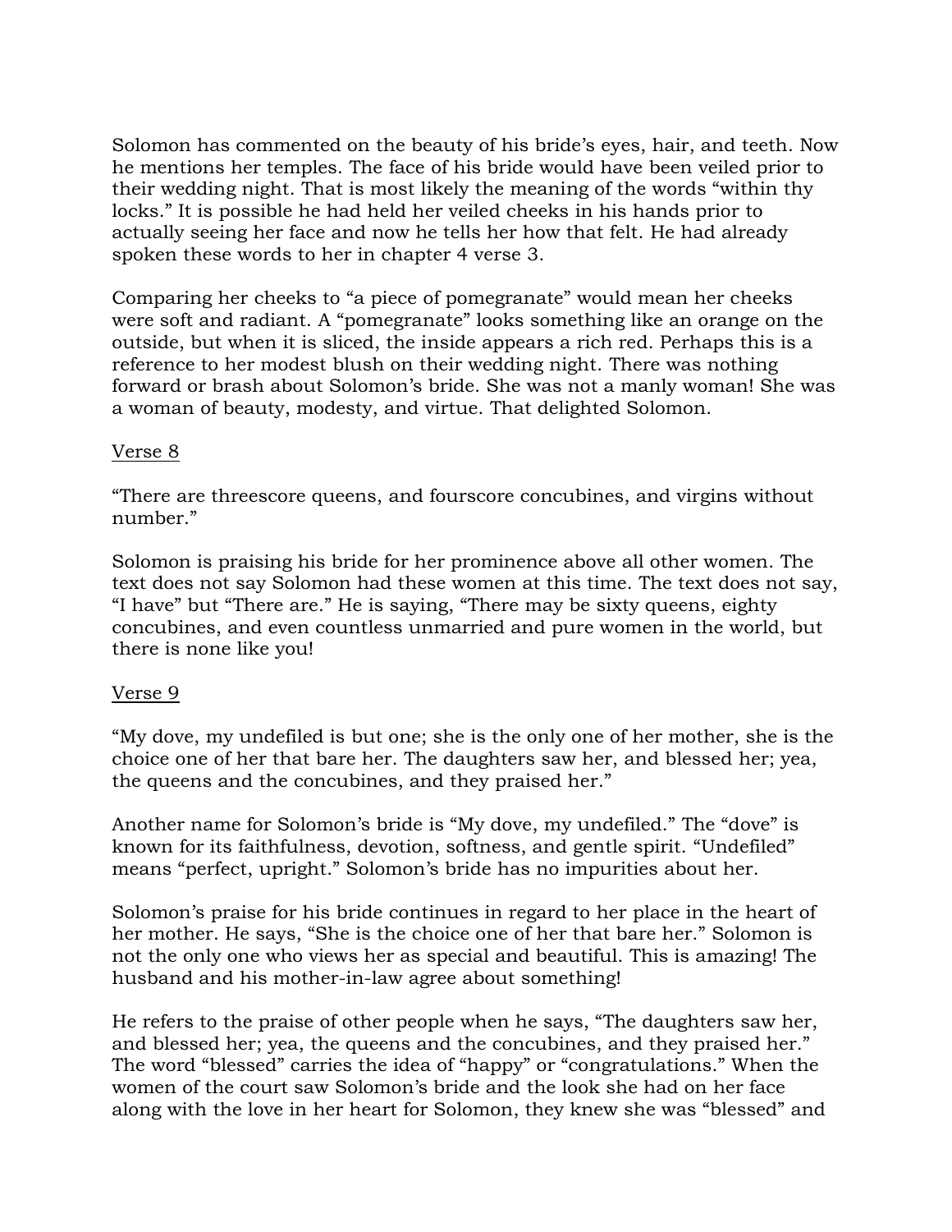Solomon has commented on the beauty of his bride's eyes, hair, and teeth. Now he mentions her temples. The face of his bride would have been veiled prior to their wedding night. That is most likely the meaning of the words "within thy locks." It is possible he had held her veiled cheeks in his hands prior to actually seeing her face and now he tells her how that felt. He had already spoken these words to her in chapter 4 verse 3.

Comparing her cheeks to "a piece of pomegranate" would mean her cheeks were soft and radiant. A "pomegranate" looks something like an orange on the outside, but when it is sliced, the inside appears a rich red. Perhaps this is a reference to her modest blush on their wedding night. There was nothing forward or brash about Solomon's bride. She was not a manly woman! She was a woman of beauty, modesty, and virtue. That delighted Solomon.

<u>Verse 8</u>

"There are threescore queens, and fourscore concubines, and virgins without number."

Solomon is praising his bride for her prominence above all other women. The text does not say Solomon had these women at this time. The text does not say, "I have" but "There are." He is saying, "There may be sixty queens, eighty concubines, and even countless unmarried and pure women in the world, but there is none like you!

<u>Verse 9</u>

"My dove, my undefiled is but one; she is the only one of her mother, she is the choice one of her that bare her. The daughters saw her, and blessed her; yea, the queens and the concubines, and they praised her."

Another name for Solomon's bride is "My dove, my undefiled." The "dove" is known for its faithfulness, devotion, softness, and gentle spirit. "Undefiled" means "perfect, upright." Solomon's bride has no impurities about her.

Solomon's praise for his bride continues in regard to her place in the heart of her mother. He says, "She is the choice one of her that bare her." Solomon is not the only one who views her as special and beautiful. This is amazing! The husband and his mother-in-law agree about something!

He refers to the praise of other people when he says, "The daughters saw her, and blessed her; yea, the queens and the concubines, and they praised her." The word "blessed" carries the idea of "happy" or "congratulations." When the women of the court saw Solomon's bride and the look she had on her face along with the love in her heart for Solomon, they knew she was "blessed" and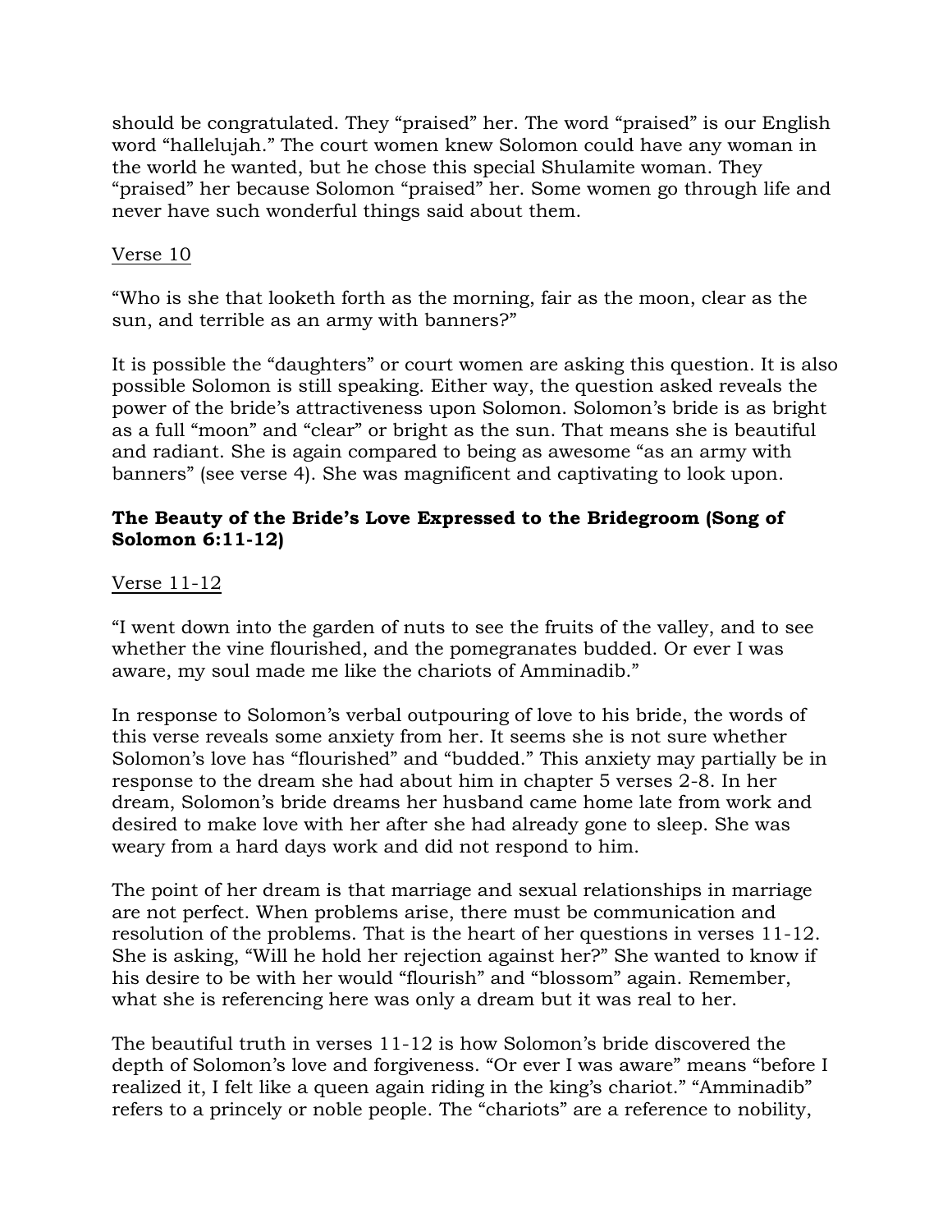should be congratulated. They "praised" her. The word "praised" is our English word "hallelujah." The court women knew Solomon could have any woman in the world he wanted, but he chose this special Shulamite woman. They "praised" her because Solomon "praised" her. Some women go through life and never have such wonderful things said about them.

Verse 10

"Who is she that looketh forth as the morning, fair as the moon, clear as the sun, and terrible as an army with banners?"

It is possible the "daughters" or court women are asking this question. It is also possible Solomon is still speaking. Either way, the question asked reveals the power of the bride's attractiveness upon Solomon. Solomon's bride is as bright as a full "moon" and "clear" or bright as the sun. That means she is beautiful and radiant. She is again compared to being as awesome "as an army with banners" (see verse 4). She was magnificent and captivating to look upon.

**The Beauty of the Bride's Love Expressed to the Bridegroom (Song of Solomon 6:11-12)**

Verse 11-12

"I went down into the garden of nuts to see the fruits of the valley, and to see whether the vine flourished, and the pomegranates budded. Or ever I was aware, my soul made me like the chariots of Amminadib."

In response to Solomon's verbal outpouring of love to his bride, the words of this verse reveals some anxiety from her. It seems she is not sure whether Solomon's love has "flourished" and "budded." This anxiety may partially be in response to the dream she had about him in chapter 5 verses 2-8. In her dream, Solomon's bride dreams her husband came home late from work and desired to make love with her after she had already gone to sleep. She was weary from a hard days work and did not respond to him.

The point of her dream is that marriage and sexual relationships in marriage are not perfect. When problems arise, there must be communication and resolution of the problems. That is the heart of her questions in verses 11-12. She is asking, "Will he hold her rejection against her?" She wanted to know if his desire to be with her would "flourish" and "blossom" again. Remember, what she is referencing here was only a dream but it was real to her.

The beautiful truth in verses 11-12 is how Solomon's bride discovered the depth of Solomon's love and forgiveness. "Or ever I was aware" means "before I realized it, I felt like a queen again riding in the king's chariot." "Amminadib" refers to a princely or noble people. The "chariots" are a reference to nobility,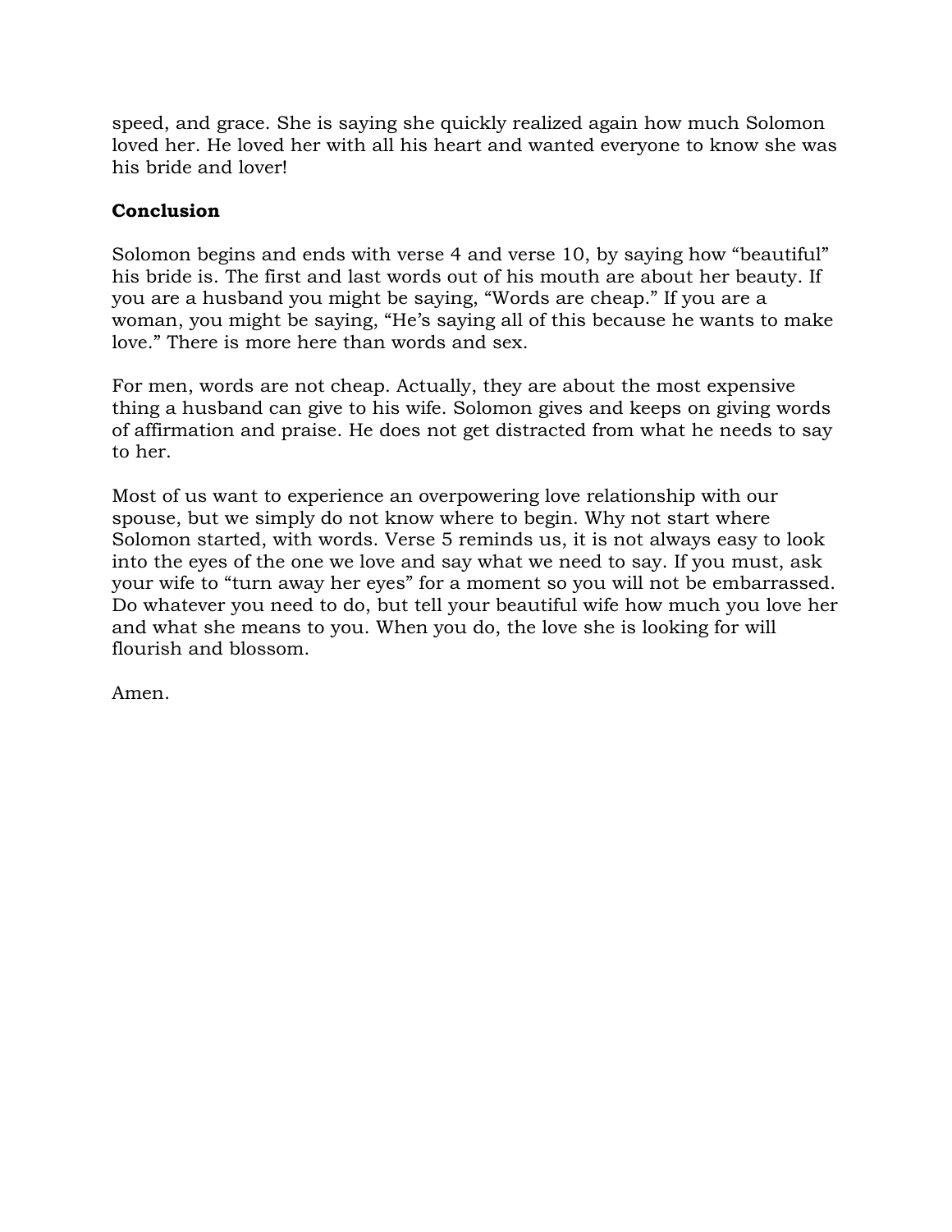speed, and grace. She is saying she quickly realized again how much Solomon loved her. He loved her with all his heart and wanted everyone to know she was his bride and lover!

**Conclusion**

Solomon begins and ends with verse 4 and verse 10, by saying how "beautiful" his bride is. The first and last words out of his mouth are about her beauty. If you are a husband you might be saying, "Words are cheap." If you are a woman, you might be saying, "He's saying all of this because he wants to make love." There is more here than words and sex.

For men, words are not cheap. Actually, they are about the most expensive thing a husband can give to his wife. Solomon gives and keeps on giving words of affirmation and praise. He does not get distracted from what he needs to say to her.

Most of us want to experience an overpowering love relationship with our spouse, but we simply do not know where to begin. Why not start where Solomon started, with words. Verse 5 reminds us, it is not always easy to look into the eyes of the one we love and say what we need to say. If you must, ask your wife to "turn away her eyes" for a moment so you will not be embarrassed. Do whatever you need to do, but tell your beautiful wife how much you love her and what she means to you. When you do, the love she is looking for will flourish and blossom.

Amen.